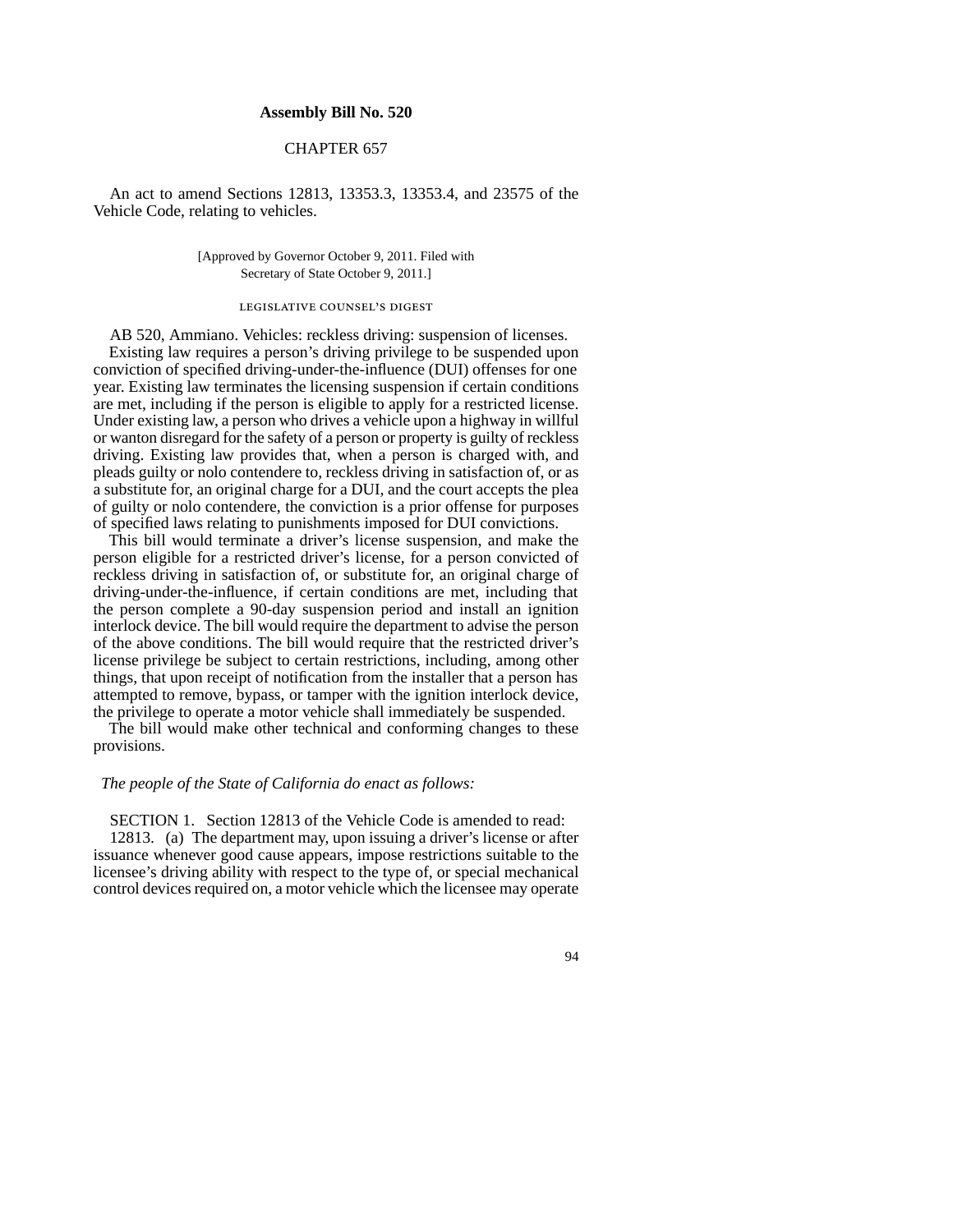## Assembly Bill No. 520

### CHAPTER 657

An act to amend Sections 12813, 13353.3, 13353.4, and 23575 of the Vehicle Code, relating to vehicles.

[Approved by Governor October 9, 2011. Filed with Secretary of State October 9, 2011.]

LEGISLATIVE COUNSEL'S DIGEST

AB 520, Ammiano. Vehicles: reckless driving: suspension of licenses.

Existing law requires a person's driving privilege to be suspended upon conviction of specified driving-under-the-influence (DUI) offenses for one year. Existing law terminates the licensing suspension if certain conditions are met, including if the person is eligible to apply for a restricted license. Under existing law, a person who drives a vehicle upon a highway in willful or wanton disregard for the safety of a person or property is guilty of reckless driving. Existing law provides that, when a person is charged with, and pleads guilty or nolo contendere to, reckless driving in satisfaction of, or as a substitute for, an original charge for a DUI, and the court accepts the plea of guilty or nolo contendere, the conviction is a prior offense for purposes of specified laws relating to punishments imposed for DUI convictions.

This bill would terminate a driver's license suspension, and make the person eligible for a restricted driver's license, for a person convicted of reckless driving in satisfaction of, or substitute for, an original charge of driving-under-the-influence, if certain conditions are met, including that the person complete a 90-day suspension period and install an ignition interlock device. The bill would require the department to advise the person of the above conditions. The bill would require that the restricted driver's license privilege be subject to certain restrictions, including, among other things, that upon receipt of notification from the installer that a person has attempted to remove, bypass, or tamper with the ignition interlock device, the privilege to operate a motor vehicle shall immediately be suspended.

The bill would make other technical and conforming changes to these provisions.

*The people of the State of California do enact as follows:*

SECTION 1. Section 12813 of the Vehicle Code is amended to read:

12813. (a) The department may, upon issuing a driver's license or after issuance whenever good cause appears, impose restrictions suitable to the licensee's driving ability with respect to the type of, or special mechanical control devices required on, a motor vehicle which the licensee may operate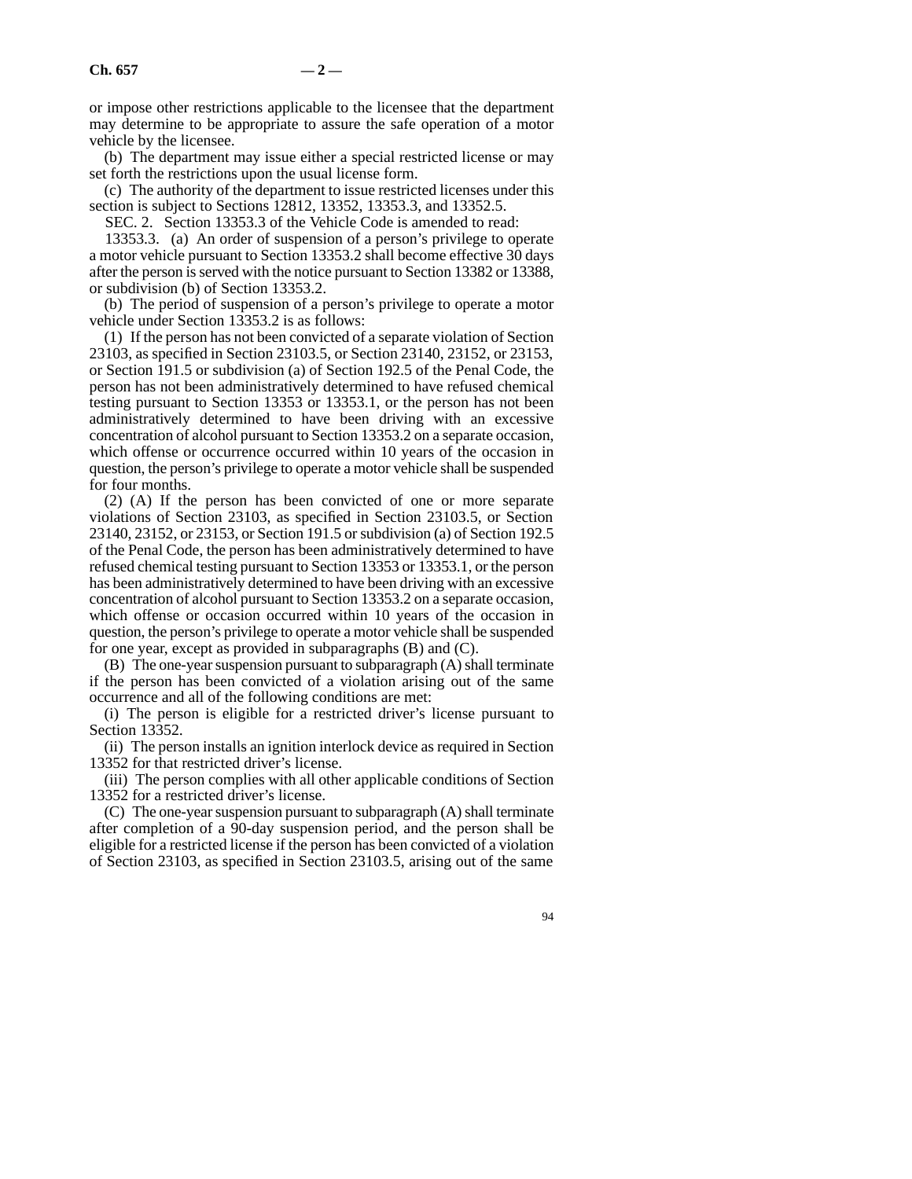or impose other restrictions applicable to the licensee that the department may determine to be appropriate to assure the safe operation of a motor vehicle by the licensee.

(b) The department may issue either a special restricted license or may set forth the restrictions upon the usual license form.

(c) The authority of the department to issue restricted licenses under this section is subject to Sections 12812, 13352, 13353.3, and 13352.5.

SEC. 2. Section 13353.3 of the Vehicle Code is amended to read:

13353.3. (a) An order of suspension of a person's privilege to operate a motor vehicle pursuant to Section 13353.2 shall become effective 30 days after the person is served with the notice pursuant to Section 13382 or 13388, or subdivision (b) of Section 13353.2.

(b) The period of suspension of a person's privilege to operate a motor vehicle under Section 13353.2 is as follows:

(1) If the person has not been convicted of a separate violation of Section 23103, as specified in Section 23103.5, or Section 23140, 23152, or 23153, or Section 191.5 or subdivision (a) of Section 192.5 of the Penal Code, the person has not been administratively determined to have refused chemical testing pursuant to Section 13353 or 13353.1, or the person has not been administratively determined to have been driving with an excessive concentration of alcohol pursuant to Section 13353.2 on a separate occasion, which offense or occurrence occurred within 10 years of the occasion in question, the person's privilege to operate a motor vehicle shall be suspended for four months.

(2) (A) If the person has been convicted of one or more separate violations of Section 23103, as specified in Section 23103.5, or Section 23140, 23152, or 23153, or Section 191.5 or subdivision (a) of Section 192.5 of the Penal Code, the person has been administratively determined to have refused chemical testing pursuant to Section 13353 or 13353.1, or the person has been administratively determined to have been driving with an excessive concentration of alcohol pursuant to Section 13353.2 on a separate occasion, which offense or occasion occurred within 10 years of the occasion in question, the person's privilege to operate a motor vehicle shall be suspended for one year, except as provided in subparagraphs (B) and (C).

(B) The one-year suspension pursuant to subparagraph (A) shall terminate if the person has been convicted of a violation arising out of the same occurrence and all of the following conditions are met:

(i) The person is eligible for a restricted driver's license pursuant to Section 13352.

(ii) The person installs an ignition interlock device as required in Section 13352 for that restricted driver's license.

(iii) The person complies with all other applicable conditions of Section 13352 for a restricted driver's license.

(C) The one-year suspension pursuant to subparagraph (A) shall terminate after completion of a 90-day suspension period, and the person shall be eligible for a restricted license if the person has been convicted of a violation of Section 23103, as specified in Section 23103.5, arising out of the same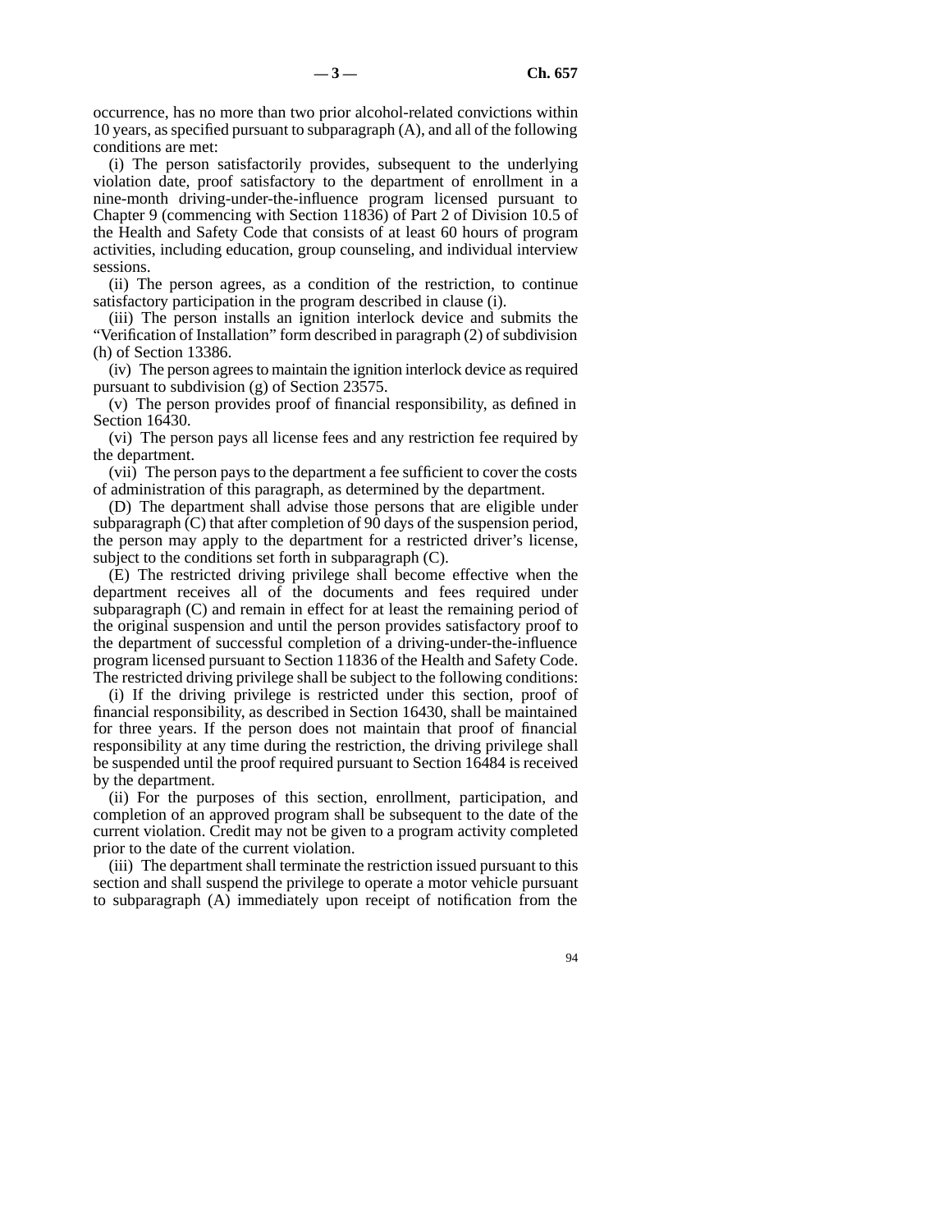occurrence, has no more than two prior alcohol-related convictions within 10 years, as specified pursuant to subparagraph (A), and all of the following conditions are met:

(i) The person satisfactorily provides, subsequent to the underlying violation date, proof satisfactory to the department of enrollment in a nine-month driving-under-the-influence program licensed pursuant to Chapter 9 (commencing with Section 11836) of Part 2 of Division 10.5 of the Health and Safety Code that consists of at least 60 hours of program activities, including education, group counseling, and individual interview sessions.

(ii) The person agrees, as a condition of the restriction, to continue satisfactory participation in the program described in clause (i).

(iii) The person installs an ignition interlock device and submits the "Verification of Installation" form described in paragraph (2) of subdivision (h) of Section 13386.

(iv) The person agrees to maintain the ignition interlock device as required pursuant to subdivision (g) of Section 23575.

(v) The person provides proof of financial responsibility, as defined in Section 16430.

(vi) The person pays all license fees and any restriction fee required by the department.

(vii) The person pays to the department a fee sufficient to cover the costs of administration of this paragraph, as determined by the department.

(D) The department shall advise those persons that are eligible under subparagraph (C) that after completion of 90 days of the suspension period, the person may apply to the department for a restricted driver's license, subject to the conditions set forth in subparagraph (C).

(E) The restricted driving privilege shall become effective when the department receives all of the documents and fees required under subparagraph (C) and remain in effect for at least the remaining period of the original suspension and until the person provides satisfactory proof to the department of successful completion of a driving-under-the-influence program licensed pursuant to Section 11836 of the Health and Safety Code. The restricted driving privilege shall be subject to the following conditions:

(i) If the driving privilege is restricted under this section, proof of financial responsibility, as described in Section 16430, shall be maintained for three years. If the person does not maintain that proof of financial responsibility at any time during the restriction, the driving privilege shall be suspended until the proof required pursuant to Section 16484 is received by the department.

(ii) For the purposes of this section, enrollment, participation, and completion of an approved program shall be subsequent to the date of the current violation. Credit may not be given to a program activity completed prior to the date of the current violation.

(iii) The department shall terminate the restriction issued pursuant to this section and shall suspend the privilege to operate a motor vehicle pursuant to subparagraph (A) immediately upon receipt of notification from the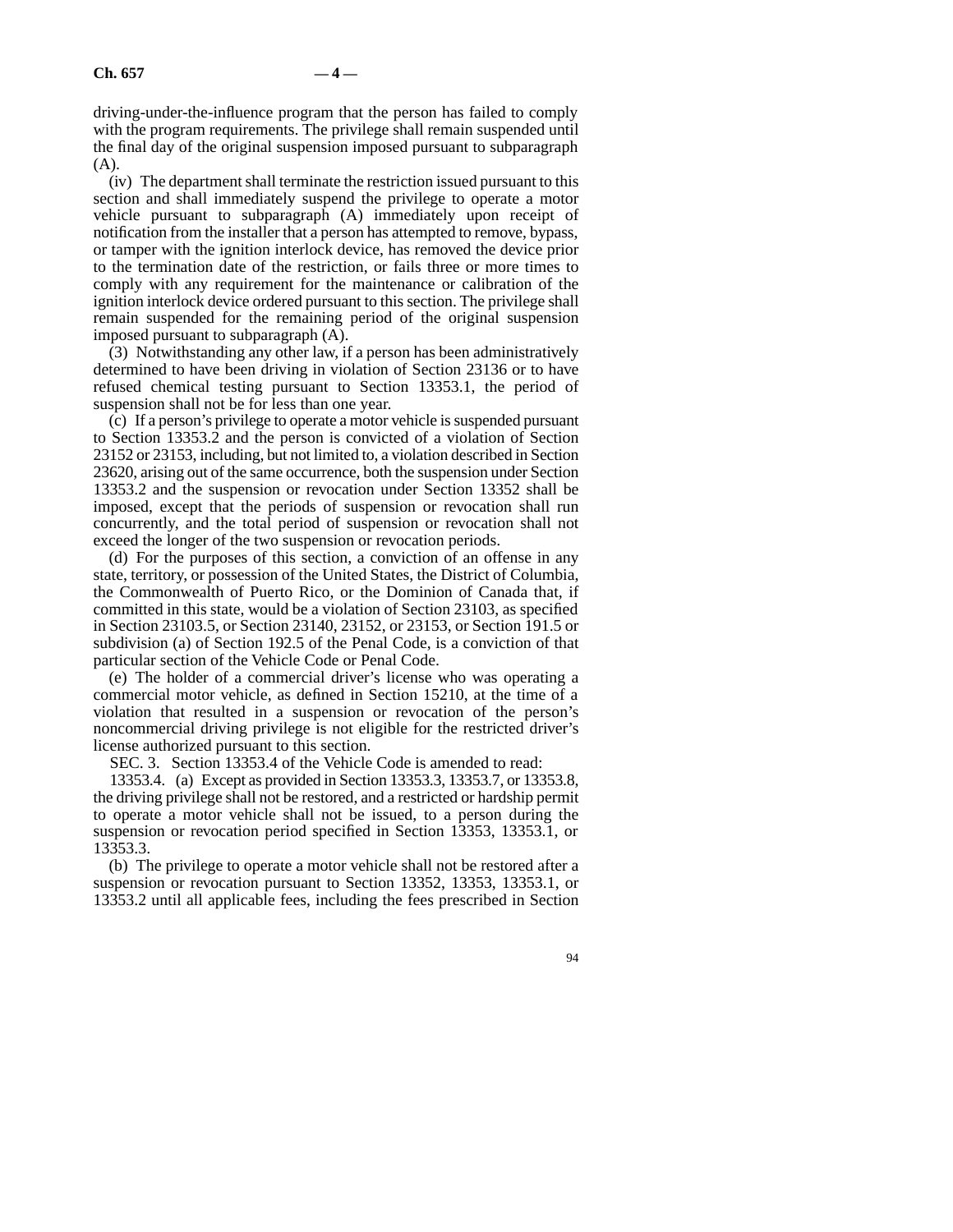driving-under-the-influence program that the person has failed to comply with the program requirements. The privilege shall remain suspended until the final day of the original suspension imposed pursuant to subparagraph (A).

(iv) The department shall terminate the restriction issued pursuant to this section and shall immediately suspend the privilege to operate a motor vehicle pursuant to subparagraph (A) immediately upon receipt of notification from the installer that a person has attempted to remove, bypass, or tamper with the ignition interlock device, has removed the device prior to the termination date of the restriction, or fails three or more times to comply with any requirement for the maintenance or calibration of the ignition interlock device ordered pursuant to this section. The privilege shall remain suspended for the remaining period of the original suspension imposed pursuant to subparagraph (A).

(3) Notwithstanding any other law, if a person has been administratively determined to have been driving in violation of Section 23136 or to have refused chemical testing pursuant to Section 13353.1, the period of suspension shall not be for less than one year.

(c) If a person's privilege to operate a motor vehicle is suspended pursuant to Section 13353.2 and the person is convicted of a violation of Section 23152 or 23153, including, but not limited to, a violation described in Section 23620, arising out of the same occurrence, both the suspension under Section 13353.2 and the suspension or revocation under Section 13352 shall be imposed, except that the periods of suspension or revocation shall run concurrently, and the total period of suspension or revocation shall not exceed the longer of the two suspension or revocation periods.

(d) For the purposes of this section, a conviction of an offense in any state, territory, or possession of the United States, the District of Columbia, the Commonwealth of Puerto Rico, or the Dominion of Canada that, if committed in this state, would be a violation of Section 23103, as specified in Section 23103.5, or Section 23140, 23152, or 23153, or Section 191.5 or subdivision (a) of Section 192.5 of the Penal Code, is a conviction of that particular section of the Vehicle Code or Penal Code.

(e) The holder of a commercial driver's license who was operating a commercial motor vehicle, as defined in Section 15210, at the time of a violation that resulted in a suspension or revocation of the person's noncommercial driving privilege is not eligible for the restricted driver's license authorized pursuant to this section.

SEC. 3. Section 13353.4 of the Vehicle Code is amended to read:

13353.4. (a) Except as provided in Section 13353.3, 13353.7, or 13353.8, the driving privilege shall not be restored, and a restricted or hardship permit to operate a motor vehicle shall not be issued, to a person during the suspension or revocation period specified in Section 13353, 13353.1, or 13353.3.

(b) The privilege to operate a motor vehicle shall not be restored after a suspension or revocation pursuant to Section 13352, 13353, 13353.1, or 13353.2 until all applicable fees, including the fees prescribed in Section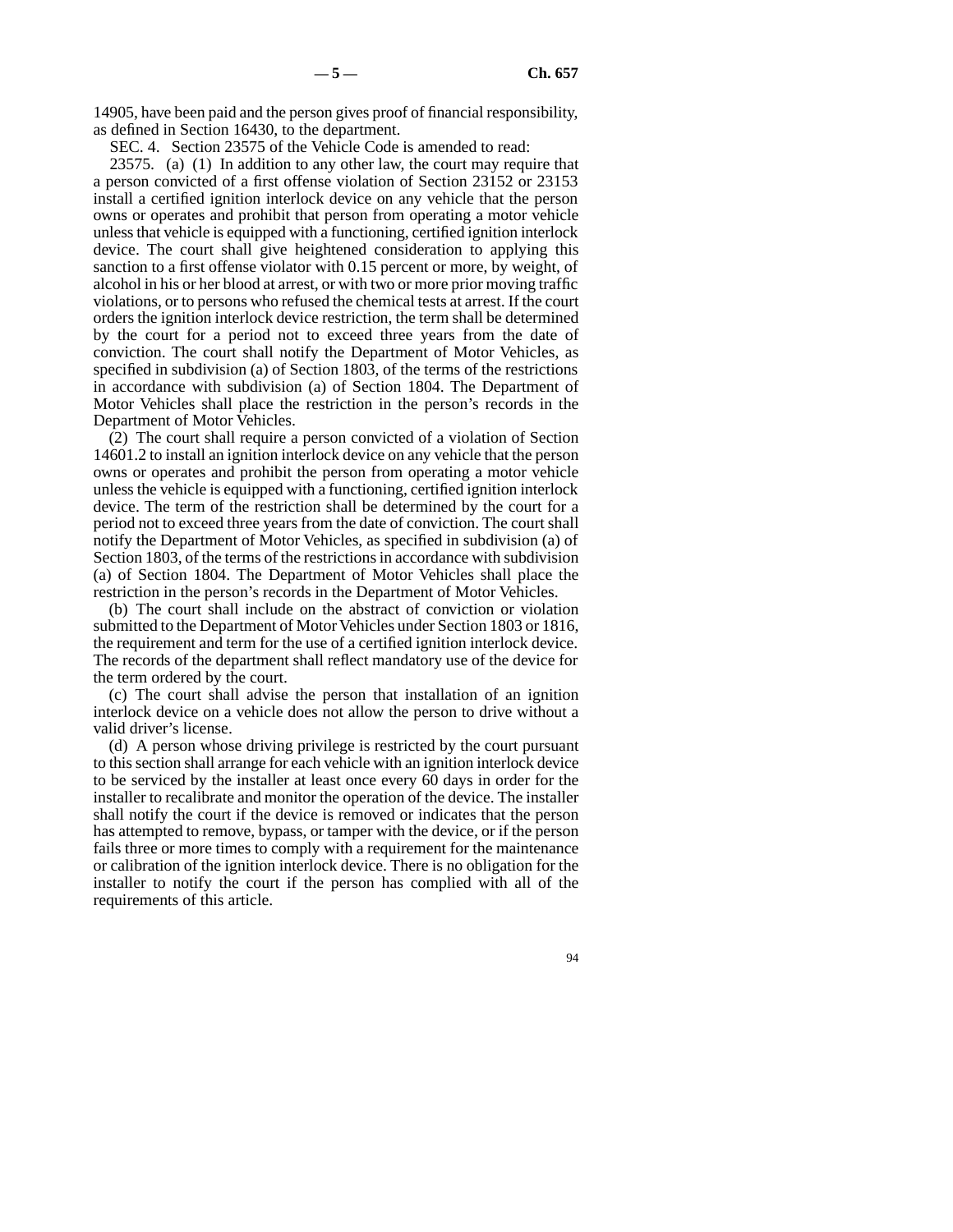14905, have been paid and the person gives proof of financial responsibility, as defined in Section 16430, to the department.

SEC. 4. Section 23575 of the Vehicle Code is amended to read:

23575. (a) (1) In addition to any other law, the court may require that a person convicted of a first offense violation of Section 23152 or 23153 install a certified ignition interlock device on any vehicle that the person owns or operates and prohibit that person from operating a motor vehicle unless that vehicle is equipped with a functioning, certified ignition interlock device. The court shall give heightened consideration to applying this sanction to a first offense violator with 0.15 percent or more, by weight, of alcohol in his or her blood at arrest, or with two or more prior moving traffic violations, or to persons who refused the chemical tests at arrest. If the court orders the ignition interlock device restriction, the term shall be determined by the court for a period not to exceed three years from the date of conviction. The court shall notify the Department of Motor Vehicles, as specified in subdivision (a) of Section 1803, of the terms of the restrictions in accordance with subdivision (a) of Section 1804. The Department of Motor Vehicles shall place the restriction in the person's records in the Department of Motor Vehicles.

(2) The court shall require a person convicted of a violation of Section 14601.2 to install an ignition interlock device on any vehicle that the person owns or operates and prohibit the person from operating a motor vehicle unless the vehicle is equipped with a functioning, certified ignition interlock device. The term of the restriction shall be determined by the court for a period not to exceed three years from the date of conviction. The court shall notify the Department of Motor Vehicles, as specified in subdivision (a) of Section 1803, of the terms of the restrictions in accordance with subdivision (a) of Section 1804. The Department of Motor Vehicles shall place the restriction in the person's records in the Department of Motor Vehicles.

(b) The court shall include on the abstract of conviction or violation submitted to the Department of Motor Vehicles under Section 1803 or 1816, the requirement and term for the use of a certified ignition interlock device. The records of the department shall reflect mandatory use of the device for the term ordered by the court.

(c) The court shall advise the person that installation of an ignition interlock device on a vehicle does not allow the person to drive without a valid driver's license.

(d) A person whose driving privilege is restricted by the court pursuant to this section shall arrange for each vehicle with an ignition interlock device to be serviced by the installer at least once every 60 days in order for the installer to recalibrate and monitor the operation of the device. The installer shall notify the court if the device is removed or indicates that the person has attempted to remove, bypass, or tamper with the device, or if the person fails three or more times to comply with a requirement for the maintenance or calibration of the ignition interlock device. There is no obligation for the installer to notify the court if the person has complied with all of the requirements of this article.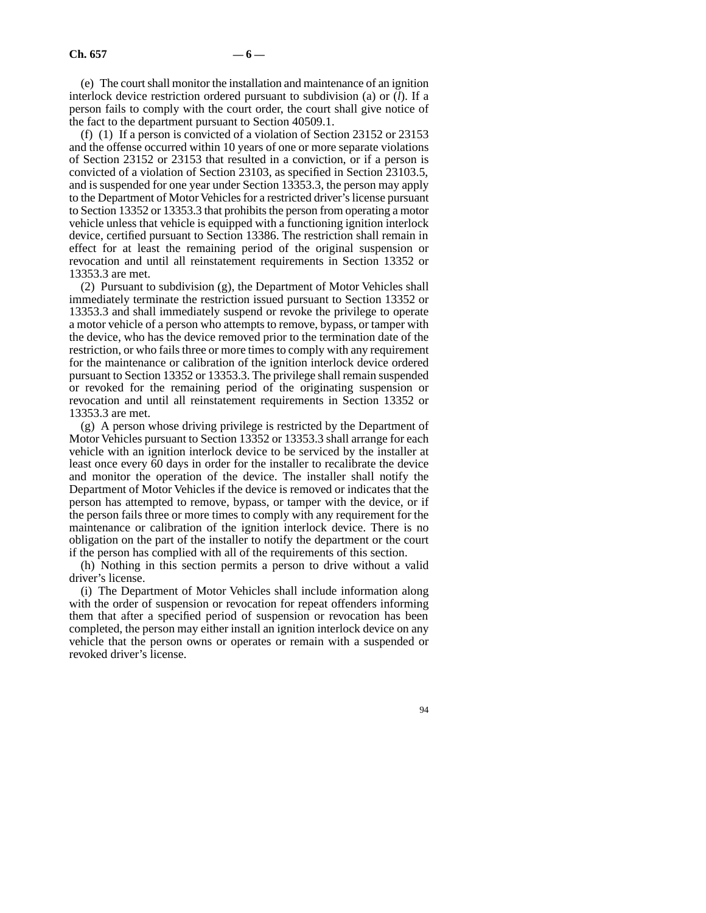(e) The court shall monitor the installation and maintenance of an ignition interlock device restriction ordered pursuant to subdivision (a) or (*l*). If a person fails to comply with the court order, the court shall give notice of the fact to the department pursuant to Section 40509.1.

(f) (1) If a person is convicted of a violation of Section 23152 or 23153 and the offense occurred within 10 years of one or more separate violations of Section 23152 or 23153 that resulted in a conviction, or if a person is convicted of a violation of Section 23103, as specified in Section 23103.5, and is suspended for one year under Section 13353.3, the person may apply to the Department of Motor Vehicles for a restricted driver's license pursuant to Section 13352 or 13353.3 that prohibits the person from operating a motor vehicle unless that vehicle is equipped with a functioning ignition interlock device, certified pursuant to Section 13386. The restriction shall remain in effect for at least the remaining period of the original suspension or revocation and until all reinstatement requirements in Section 13352 or 13353.3 are met.

(2) Pursuant to subdivision (g), the Department of Motor Vehicles shall immediately terminate the restriction issued pursuant to Section 13352 or 13353.3 and shall immediately suspend or revoke the privilege to operate a motor vehicle of a person who attempts to remove, bypass, or tamper with the device, who has the device removed prior to the termination date of the restriction, or who fails three or more times to comply with any requirement for the maintenance or calibration of the ignition interlock device ordered pursuant to Section 13352 or 13353.3. The privilege shall remain suspended or revoked for the remaining period of the originating suspension or revocation and until all reinstatement requirements in Section 13352 or 13353.3 are met.

(g) A person whose driving privilege is restricted by the Department of Motor Vehicles pursuant to Section 13352 or 13353.3 shall arrange for each vehicle with an ignition interlock device to be serviced by the installer at least once every 60 days in order for the installer to recalibrate the device and monitor the operation of the device. The installer shall notify the Department of Motor Vehicles if the device is removed or indicates that the person has attempted to remove, bypass, or tamper with the device, or if the person fails three or more times to comply with any requirement for the maintenance or calibration of the ignition interlock device. There is no obligation on the part of the installer to notify the department or the court if the person has complied with all of the requirements of this section.

(h) Nothing in this section permits a person to drive without a valid driver's license.

(i) The Department of Motor Vehicles shall include information along with the order of suspension or revocation for repeat offenders informing them that after a specified period of suspension or revocation has been completed, the person may either install an ignition interlock device on any vehicle that the person owns or operates or remain with a suspended or revoked driver's license.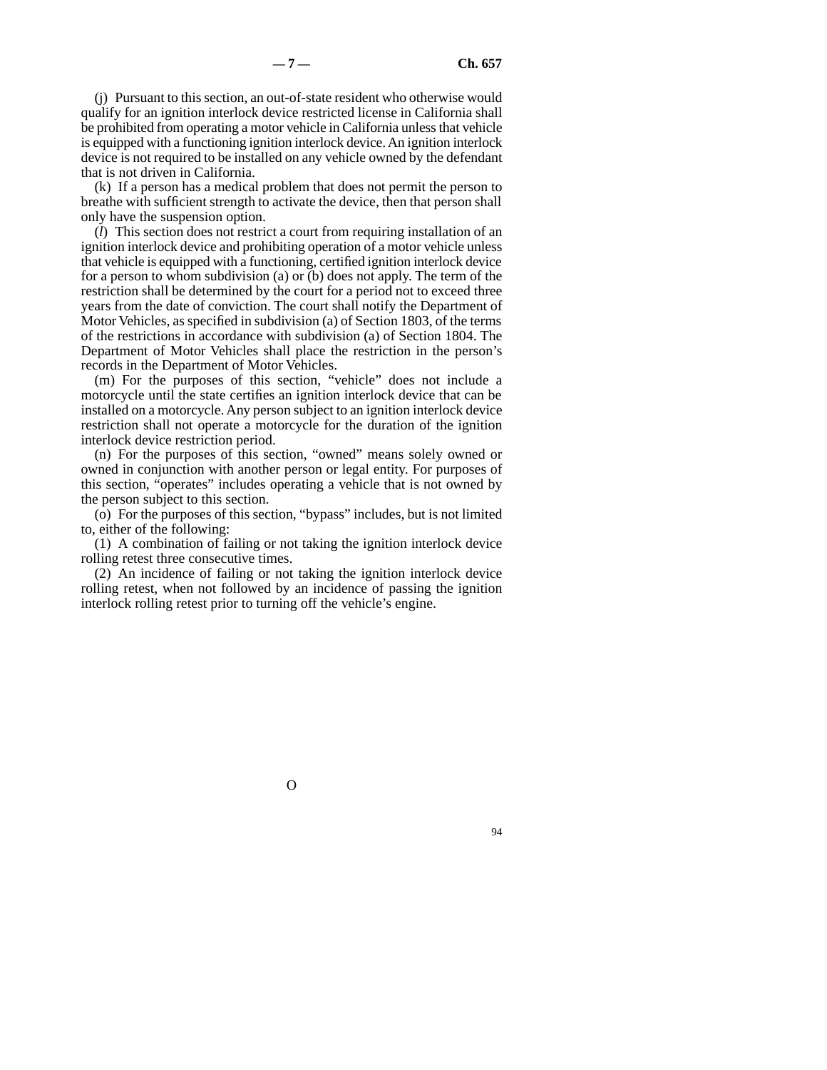(j) Pursuant to this section, an out-of-state resident who otherwise would qualify for an ignition interlock device restricted license in California shall be prohibited from operating a motor vehicle in California unless that vehicle is equipped with a functioning ignition interlock device. An ignition interlock device is not required to be installed on any vehicle owned by the defendant that is not driven in California.

(k) If a person has a medical problem that does not permit the person to breathe with sufficient strength to activate the device, then that person shall only have the suspension option.

(*l*) This section does not restrict a court from requiring installation of an ignition interlock device and prohibiting operation of a motor vehicle unless that vehicle is equipped with a functioning, certified ignition interlock device for a person to whom subdivision (a) or (b) does not apply. The term of the restriction shall be determined by the court for a period not to exceed three years from the date of conviction. The court shall notify the Department of Motor Vehicles, as specified in subdivision (a) of Section 1803, of the terms of the restrictions in accordance with subdivision (a) of Section 1804. The Department of Motor Vehicles shall place the restriction in the person's records in the Department of Motor Vehicles.

(m) For the purposes of this section, "vehicle" does not include a motorcycle until the state certifies an ignition interlock device that can be installed on a motorcycle. Any person subject to an ignition interlock device restriction shall not operate a motorcycle for the duration of the ignition interlock device restriction period.

(n) For the purposes of this section, "owned" means solely owned or owned in conjunction with another person or legal entity. For purposes of this section, "operates" includes operating a vehicle that is not owned by the person subject to this section.

(o) For the purposes of this section, "bypass" includes, but is not limited to, either of the following:

(1) A combination of failing or not taking the ignition interlock device rolling retest three consecutive times.

(2) An incidence of failing or not taking the ignition interlock device rolling retest, when not followed by an incidence of passing the ignition interlock rolling retest prior to turning off the vehicle's engine.

O